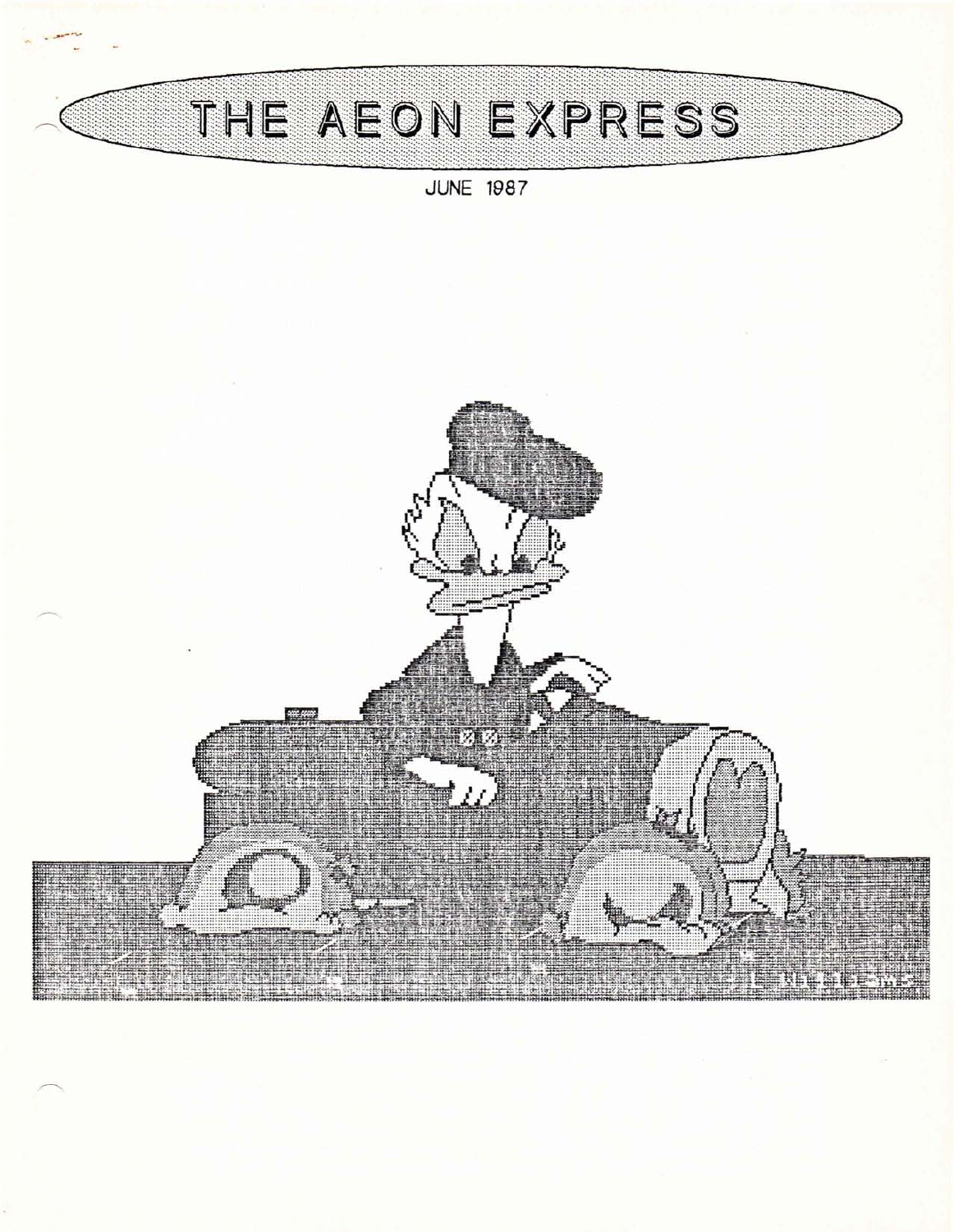# THE AEON EXPRESS

JUNE 1987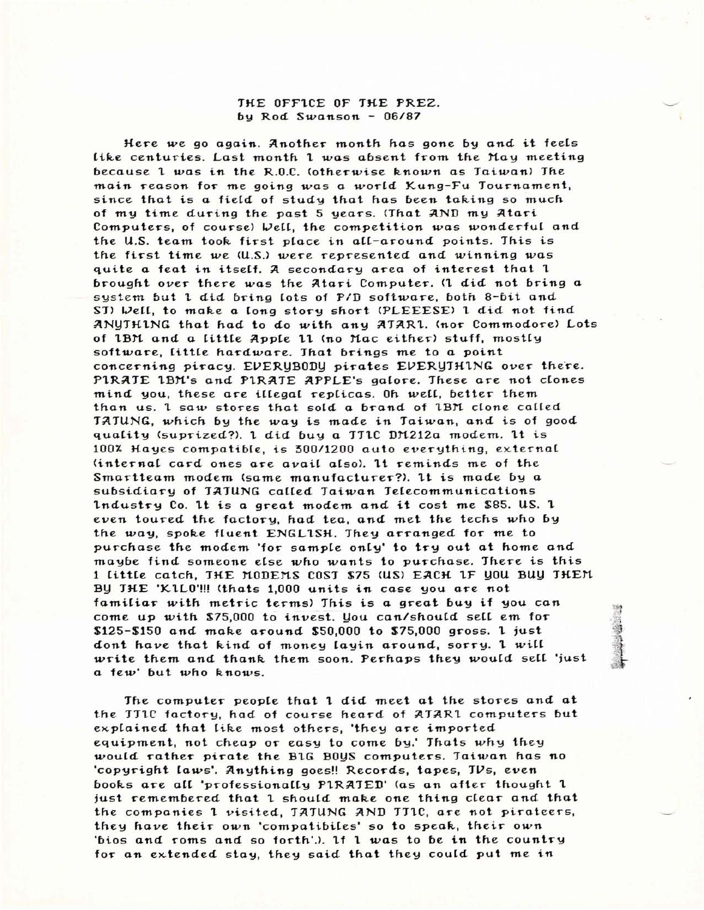THE OFFICE OF THE PREZ.
by Rod Swanson - 06/87

Here we go again. Another month has gone by and it feels like centuries. Last month I was absent from the May meeting because I was in the R.O.C. (otherwise known as Taiwan) The main reason for me going was a world Kung-Fu Tournament, since that is a field of study that has been taking so much of my time during the past 5 years. (That AND my Atari Computers, of course) Well, the competition was wonderful and the U.S. team took first place in all-around points. This is the first time we (U.S.) were represented and winning was quite a feat in itself. A secondary area of interest that I brought over there was the Atari Computer. (I did not bring a system but I did bring lots of P/D software, both 8-bit and ST) Well, to make a long story short (PLEEESE) I did not find ANYTHING that had to do with any ATARI. (nor Commodore) Lots of IBM and a little Apple II (no Mac either) stuff, mostly software, little hardware. That brings me to a point concerning piracy. EVERYBODY pirates EVERYTHING over there. PIRATE IBM's and PIRATE APPLE's galore. These are not clones mind you, these are illegal replicas. Oh well, better them than us. I saw stores that sold a brand of IBM clone called TATUNG, which by the way is made in Taiwan, and is of good quality (suprized?). I did buy a TTIC DM212a modem. It is 100% Hayes compatible, is 300/1200 auto everything, external (internal card ones are avail also). It reminds me of the Smartteam modem (same manufacturer?). It is made by a subsidiary of TATUNG called Taiwan Telecommunications Industry Co. It is a great modem and it cost me $85. US. I even toured the factory, had tea, and met the techs who by the way, spoke fluent ENGLISH. They arranged for me to purchase the modem 'for sample only' to try out at home and maybe find someone else who wants to purchase. There is this 1 little catch, THE MODEMS COST $75 (US) EACH IF YOU BUY THEM BY THE 'KILO'!!! (thats 1,000 units in case you are not familiar with metric terms) This is a great buy if you can come up with $75,000 to invest. You can/should sell em for $125-$150 and make around $50,000 to $75,000 gross. I just dont have that kind of money layin around, sorry. I will write them and thank them soon. Perhaps they would sell 'just a few' but who knows.

The computer people that I did meet at the stores and at the TTIC factory, had of course heard of ATARI computers but explained that like most others, 'they are imported equipment, not cheap or easy to come by.' Thats why they would rather pirate the BIG BOYS computers. Taiwan has no 'copyright laws'. Anything goes!! Records, tapes, TVs, even books are all 'professionally PIRATED' (as an after thought I just remembered that I should make one thing clear and that the companies I visited, TATUNG AND TTIC, are not pirateers, they have their own 'compatibiles' so to speak, their own 'bios and roms and so forth'.). If I was to be in the country for an extended stay, they said that they could put me in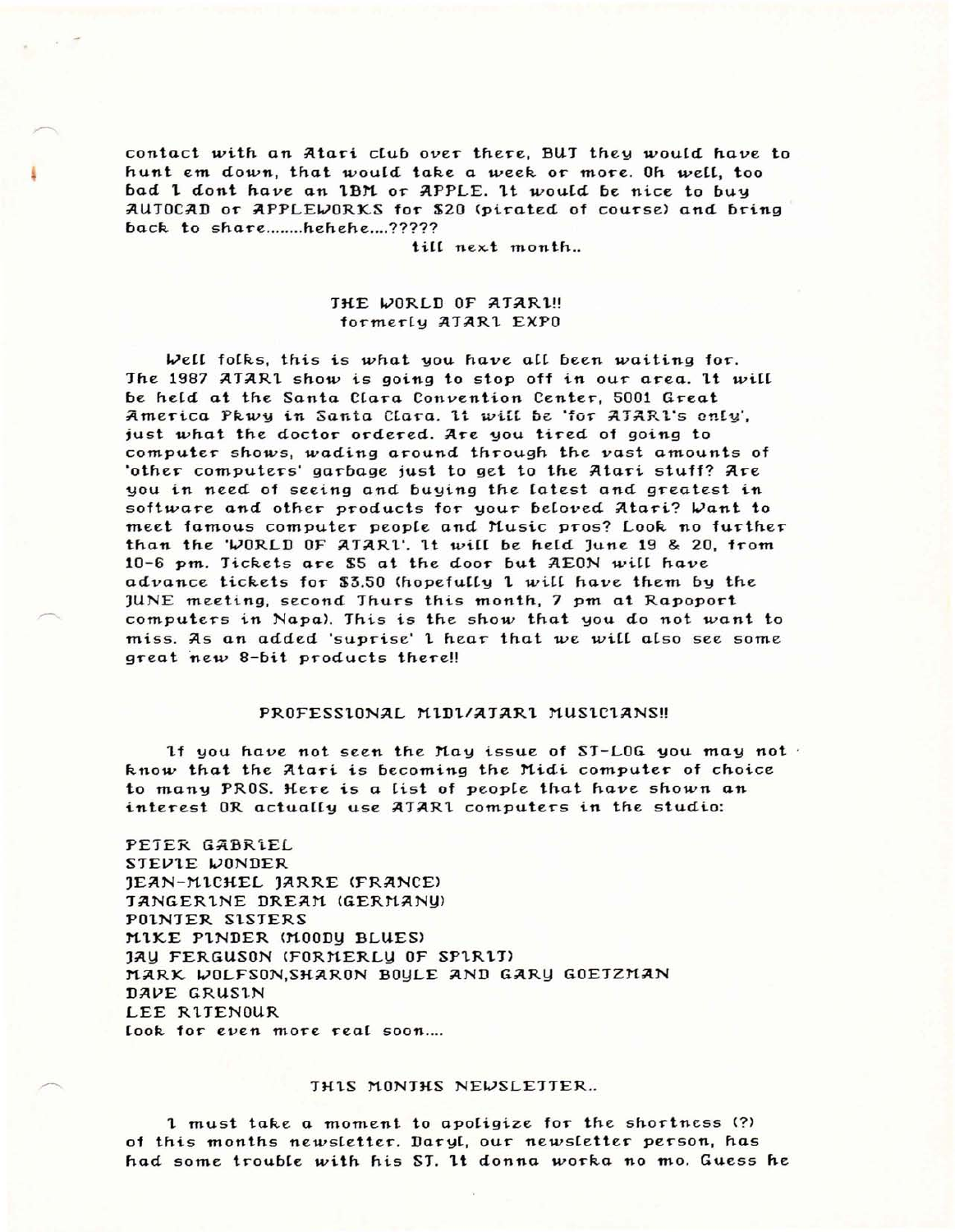contact with an Atari club over there, BUT they would have to hunt em down, that would take a week or more. Oh well, too bad I dont have an IBM or APPLE. It would be nice to buy AUTOCAD or APPLEWORKS for $20 (pirated of course) and bring back to share........hehehe....?????

till next month..

## THE WORLD OF ATARI!!
formerly ATARI EXPO

Well folks, this is what you have all been waiting for. The 1987 ATARI show is going to stop off in our area. It will be held at the Santa Clara Convention Center, 5001 Great America Pkwy in Santa Clara. It will be 'for ATARI's only', just what the doctor ordered. Are you tired of going to computer shows, wading around through the vast amounts of 'other computers' garbage just to get to the Atari stuff? Are you in need of seeing and buying the latest and greatest in software and other products for your beloved Atari? Want to meet famous computer people and Music pros? Look no further than the 'WORLD OF ATARI'. It will be held June 19 & 20, from 10-6 pm. Tickets are $5 at the door but AEON will have advance tickets for $3.50 (hopefully I will have them by the JUNE meeting, second Thurs this month, 7 pm at Rapoport computers in Napa). This is the show that you do not want to miss. As an added 'suprise' I hear that we will also see some great new 8-bit products there!!

## PROFESSIONAL MIDI/ATARI MUSICIANS!!

If you have not seen the May issue of ST-LOG you may not know that the Atari is becoming the Midi computer of choice to many PROS. Here is a list of people that have shown an interest OR actually use ATARI computers in the studio:

PETER GABRIEL
STEVIE WONDER
JEAN-MICHEL JARRE (FRANCE)
TANGERINE DREAM (GERMANY)
POINTER SISTERS
MIKE PINDER (MOODY BLUES)
JAY FERGUSON (FORMERLY OF SPIRIT)
MARK WOLFSON,SHARON BOYLE AND GARY GOETZMAN
DAVE GRUSIN
LEE RITENOUR
look for even more real soon....

## THIS MONTHS NEWSLETTER..

I must take a moment to apoligize for the shortness (?) of this months newsletter. Daryl, our newsletter person, has had some trouble with his ST. It donna worka no mo. Guess he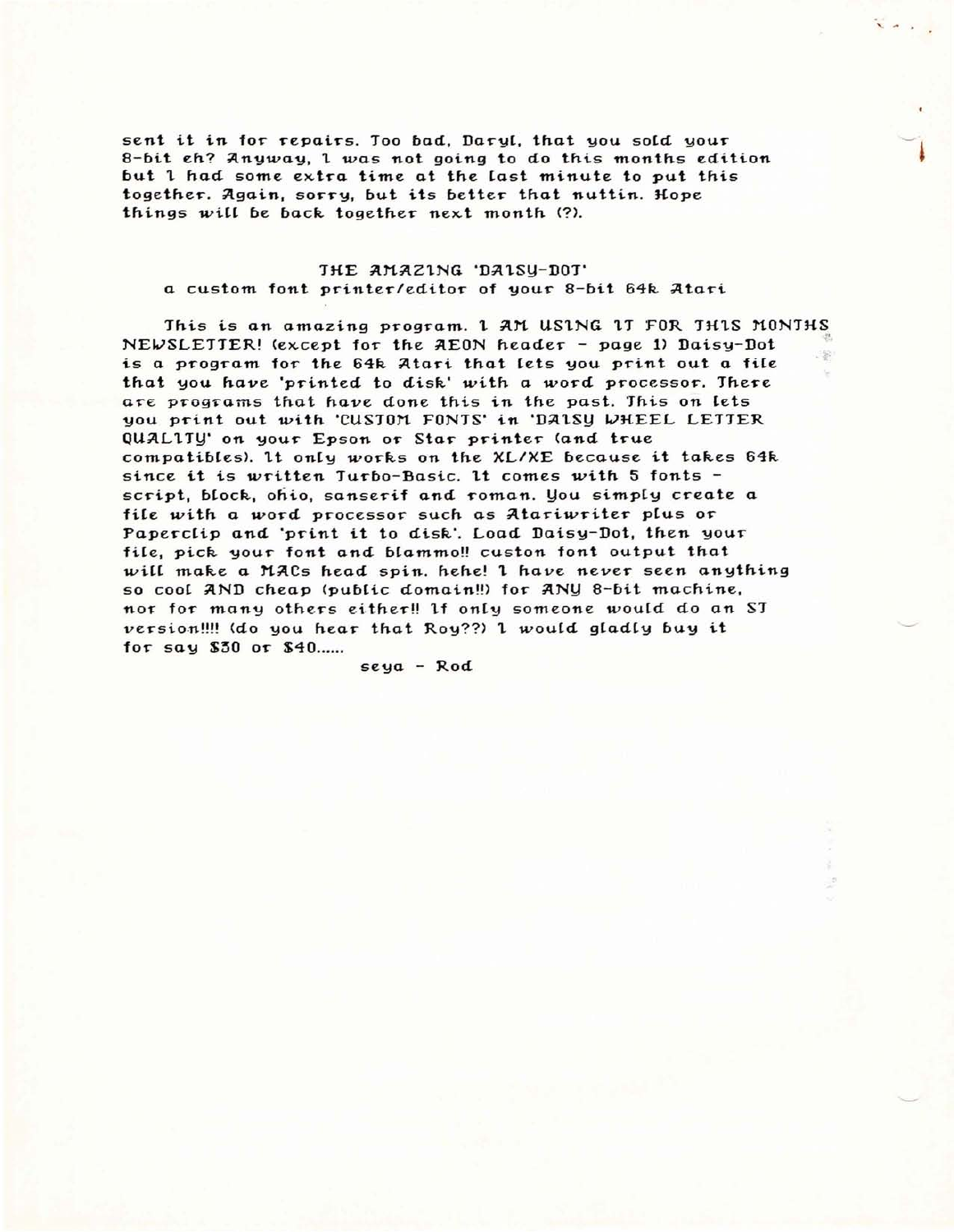sent it in for repairs. Too bad, Daryl, that you sold your 8-bit eh? Anyway, I was not going to do this months edition but I had some extra time at the last minute to put this together. Again, sorry, but its better that nuttin. Hope things will be back together next month (?).

## THE AMAZING 'DAISY-DOT'

a custom font printer/editor of your 8-bit 64k Atari

This is an amazing program. I AM USING IT FOR THIS MONTHS NEWSLETTER! (except for the AEON header - page 1) Daisy-Dot is a program for the 64k Atari that lets you print out a file that you have 'printed to disk' with a word processor. There are programs that have done this in the past. This on lets you print out with 'CUSTOM FONTS' in 'DAISY WHEEL LETTER QUALITY' on your Epson or Star printer (and true compatibles). It only works on the XL/XE because it takes 64k since it is written Turbo-Basic. It comes with 5 fonts - script, block, ohio, sanserif and roman. You simply create a file with a word processor such as Atariwriter plus or Paperclip and 'print it to disk'. Load Daisy-Dot, then your file, pick your font and blammo!! custon font output that will make a MACs head spin. hehe! I have never seen anything so cool AND cheap (public domain!!) for ANY 8-bit machine, nor for many others either!! If only someone would do an ST version!!!! (do you hear that Roy??) I would gladly buy it for say $30 or $40......

seya - Rod